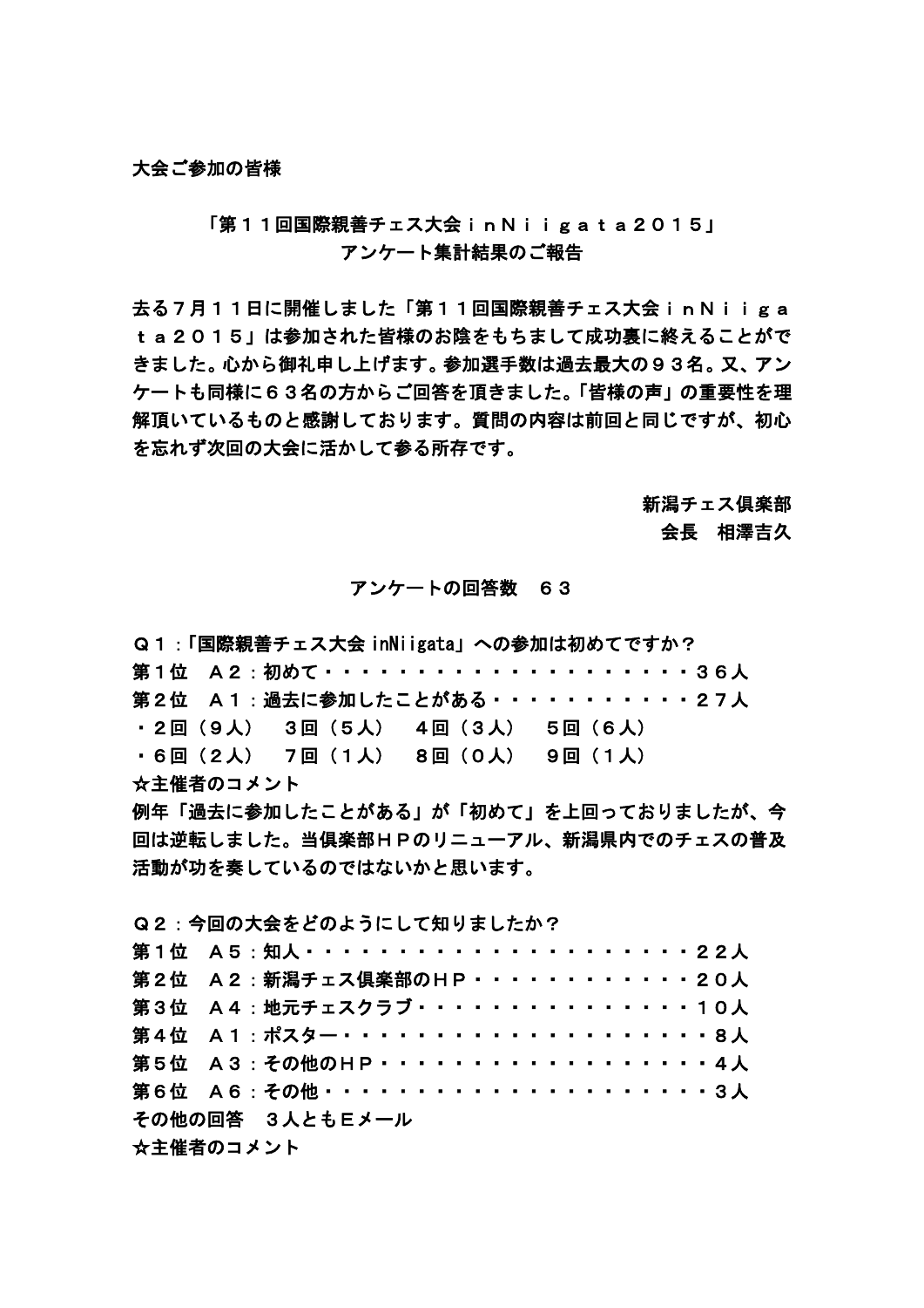大会ご参加の皆様

## 「第１１回国際親善チェス大会ｉｎＮｉｉｇａｔａ２０１５」
## アンケート集計結果のご報告

去る７月１１日に開催しました「第１１回国際親善チェス大会ｉｎＮｉｉｇａｔａ２０１５」は参加された皆様のお陰をもちまして成功裏に終えることができました。心から御礼申し上げます。参加選手数は過去最大の９３名。又、アンケートも同様に６３名の方からご回答を頂きました。「皆様の声」の重要性を理解頂いているものと感謝しております。質問の内容は前回と同じですが、初心を忘れず次回の大会に活かして参る所存です。

新潟チェス倶楽部
会長　相澤吉久

アンケートの回答数　６３

Ｑ１：「国際親善チェス大会 inNiigata」への参加は初めてですか？
第１位　Ａ２：初めて・・・・・・・・・・・・・・・・・・・・・３６人
第２位　Ａ１：過去に参加したことがある・・・・・・・・・・・２７人
・２回（９人）　３回（５人）　４回（３人）　５回（６人）
・６回（２人）　７回（１人）　８回（０人）　９回（１人）
☆主催者のコメント
例年「過去に参加したことがある」が「初めて」を上回っておりましたが、今回は逆転しました。当倶楽部ＨＰのリニューアル、新潟県内でのチェスの普及活動が功を奏しているのではないかと思います。

Ｑ２：今回の大会をどのようにして知りましたか？
第１位　Ａ５：知人・・・・・・・・・・・・・・・・・・・・・・２２人
第２位　Ａ２：新潟チェス倶楽部のＨＰ・・・・・・・・・・・・２０人
第３位　Ａ４：地元チェスクラブ・・・・・・・・・・・・・・・１０人
第４位　Ａ１：ポスター・・・・・・・・・・・・・・・・・・・・・８人
第５位　Ａ３：その他のＨＰ・・・・・・・・・・・・・・・・・・４人
第６位　Ａ６：その他・・・・・・・・・・・・・・・・・・・・・・３人
その他の回答　３人ともＥメール
☆主催者のコメント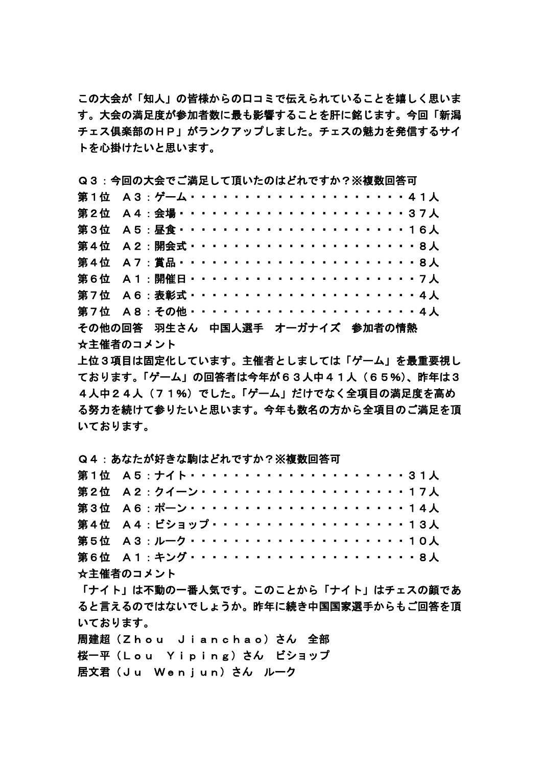この大会が「知人」の皆様からの口コミで伝えられていることを嬉しく思います。大会の満足度が参加者数に最も影響することを肝に銘じます。今回「新潟チェス倶楽部のＨＰ」がランクアップしました。チェスの魅力を発信するサイトを心掛けたいと思います。

Ｑ３：今回の大会でご満足して頂いたのはどれですか？※複数回答可

第１位　Ａ３：ゲーム・・・・・・・・・・・・・・・・・・・・・４１人
第２位　Ａ４：会場・・・・・・・・・・・・・・・・・・・・・・３７人
第３位　Ａ５：昼食・・・・・・・・・・・・・・・・・・・・・・１６人
第４位　Ａ２：開会式・・・・・・・・・・・・・・・・・・・・・・８人
第４位　Ａ７：賞品・・・・・・・・・・・・・・・・・・・・・・・８人
第６位　Ａ１：開催日・・・・・・・・・・・・・・・・・・・・・・７人
第７位　Ａ６：表彰式・・・・・・・・・・・・・・・・・・・・・・４人
第７位　Ａ８：その他・・・・・・・・・・・・・・・・・・・・・・４人

その他の回答　羽生さん　中国人選手　オーガナイズ　参加者の情熱

☆主催者のコメント

上位３項目は固定化しています。主催者としましては「ゲーム」を最重要視しております。「ゲーム」の回答者は今年が６３人中４１人（６５%）、昨年は３４人中２４人（７１%）でした。「ゲーム」だけでなく全項目の満足度を高める努力を続けて参りたいと思います。今年も数名の方から全項目のご満足を頂いております。

Ｑ４：あなたが好きな駒はどれですか？※複数回答可

第１位　Ａ５：ナイト・・・・・・・・・・・・・・・・・・・・・３１人
第２位　Ａ２：クイーン・・・・・・・・・・・・・・・・・・・・１７人
第３位　Ａ６：ポーン・・・・・・・・・・・・・・・・・・・・・１４人
第４位　Ａ４：ビショップ・・・・・・・・・・・・・・・・・・・１３人
第５位　Ａ３：ルーク・・・・・・・・・・・・・・・・・・・・・１０人
第６位　Ａ１：キング・・・・・・・・・・・・・・・・・・・・・・８人

☆主催者のコメント

「ナイト」は不動の一番人気です。このことから「ナイト」はチェスの顔であると言えるのではないでしょうか。昨年に続き中国国家選手からもご回答を頂いております。

周建超（Ｚｈｏｕ　Ｊｉａｎｃｈａｏ）さん　全部
桜一平（Ｌｏｕ　Ｙｉｐｉｎｇ）さん　ビショップ
居文君（Ｊｕ　Ｗｅｎｊｕｎ）さん　ルーク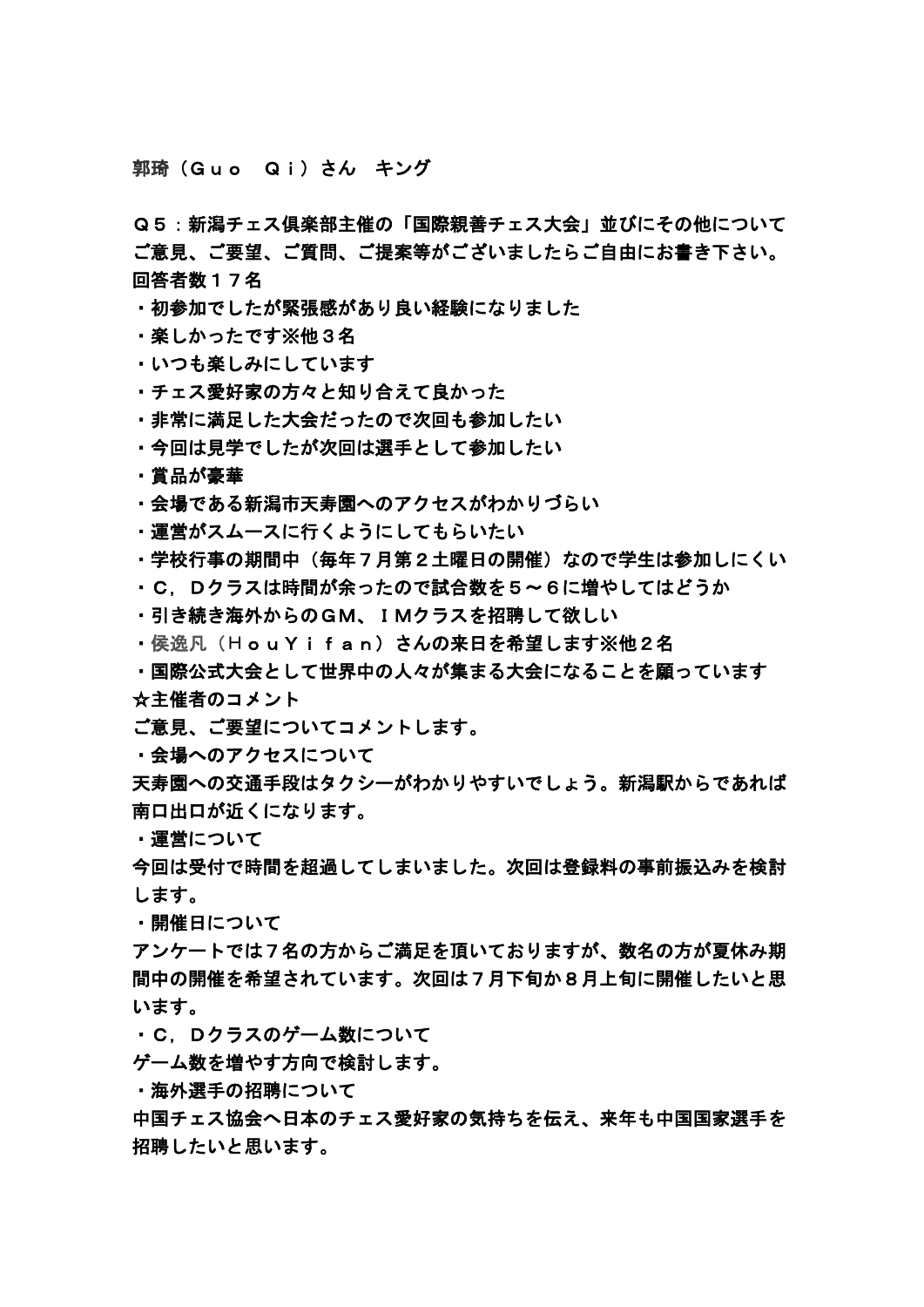郭琦（Ｇｕｏ　Ｑｉ）さん　キング

Ｑ５：新潟チェス倶楽部主催の「国際親善チェス大会」並びにその他についてご意見、ご要望、ご質問、ご提案等がございましたらご自由にお書き下さい。

回答者数１７名

・初参加でしたが緊張感があり良い経験になりました
・楽しかったです※他３名
・いつも楽しみにしています
・チェス愛好家の方々と知り合えて良かった
・非常に満足した大会だったので次回も参加したい
・今回は見学でしたが次回は選手として参加したい
・賞品が豪華
・会場である新潟市天寿園へのアクセスがわかりづらい
・運営がスムースに行くようにしてもらいたい
・学校行事の期間中（毎年７月第２土曜日の開催）なので学生は参加しにくい
・Ｃ，Ｄクラスは時間が余ったので試合数を５～６に増やしてはどうか
・引き続き海外からのＧＭ、ＩＭクラスを招聘して欲しい
・侯逸凡（ＨｏｕＹｉｆａｎ）さんの来日を希望します※他２名
・国際公式大会として世界中の人々が集まる大会になることを願っています

☆主催者のコメント

ご意見、ご要望についてコメントします。

・会場へのアクセスについて

天寿園への交通手段はタクシーがわかりやすいでしょう。新潟駅からであれば南口出口が近くになります。

・運営について

今回は受付で時間を超過してしまいました。次回は登録料の事前振込みを検討します。

・開催日について

アンケートでは７名の方からご満足を頂いておりますが、数名の方が夏休み期間中の開催を希望されています。次回は７月下旬か８月上旬に開催したいと思います。

・Ｃ，Ｄクラスのゲーム数について

ゲーム数を増やす方向で検討します。

・海外選手の招聘について

中国チェス協会へ日本のチェス愛好家の気持ちを伝え、来年も中国国家選手を招聘したいと思います。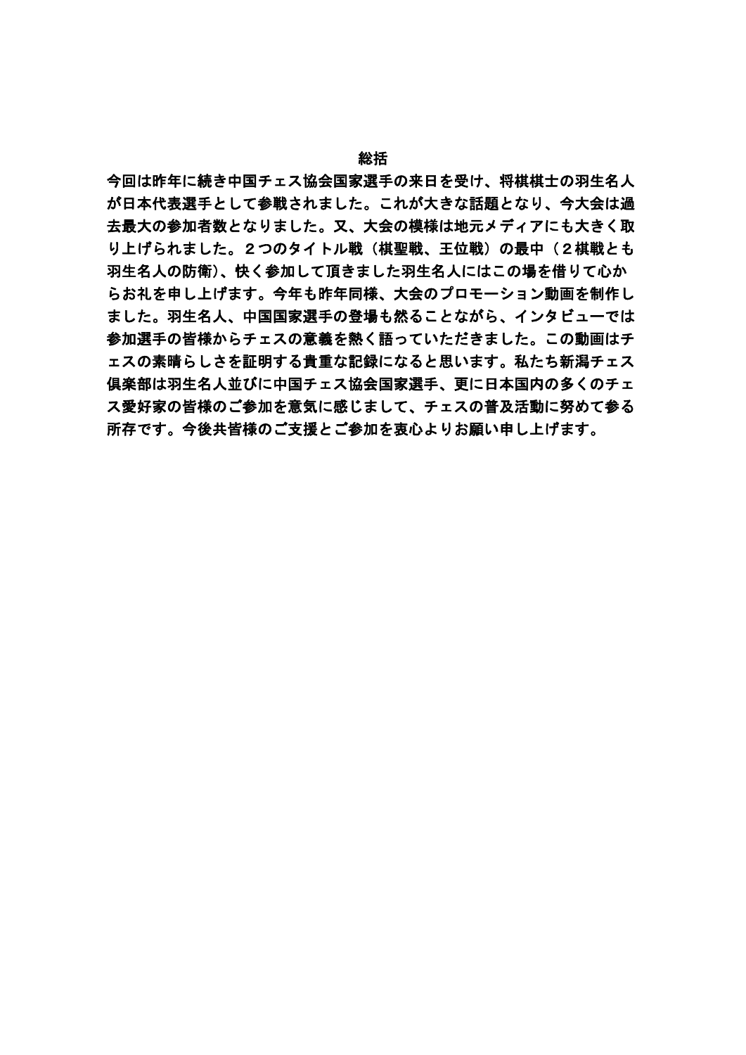# 総括

今回は昨年に続き中国チェス協会国家選手の来日を受け、将棋棋士の羽生名人が日本代表選手として参戦されました。これが大きな話題となり、今大会は過去最大の参加者数となりました。又、大会の模様は地元メディアにも大きく取り上げられました。２つのタイトル戦（棋聖戦、王位戦）の最中（２棋戦とも羽生名人の防衛)、快く参加して頂きました羽生名人にはこの場を借りて心からお礼を申し上げます。今年も昨年同様、大会のプロモーション動画を制作しました。羽生名人、中国国家選手の登場も然ることながら、インタビューでは参加選手の皆様からチェスの意義を熱く語っていただきました。この動画はチェスの素晴らしさを証明する貴重な記録になると思います。私たち新潟チェス倶楽部は羽生名人並びに中国チェス協会国家選手、更に日本国内の多くのチェス愛好家の皆様のご参加を意気に感じまして、チェスの普及活動に努めて参る所存です。今後共皆様のご支援とご参加を衷心よりお願い申し上げます。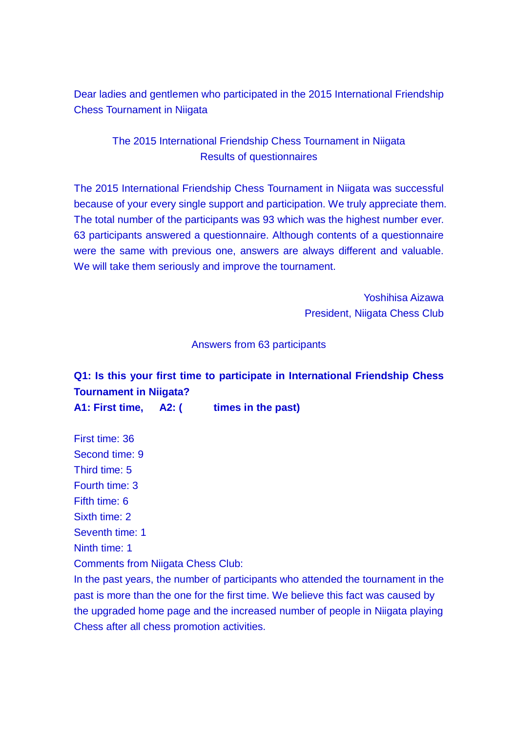Dear ladies and gentlemen who participated in the 2015 International Friendship Chess Tournament in Niigata

The 2015 International Friendship Chess Tournament in Niigata
Results of questionnaires

The 2015 International Friendship Chess Tournament in Niigata was successful because of your every single support and participation. We truly appreciate them. The total number of the participants was 93 which was the highest number ever. 63 participants answered a questionnaire. Although contents of a questionnaire were the same with previous one, answers are always different and valuable. We will take them seriously and improve the tournament.

Yoshihisa Aizawa
President, Niigata Chess Club

Answers from 63 participants

**Q1: Is this your first time to participate in International Friendship Chess Tournament in Niigata?**
**A1: First time, A2: ( times in the past)**

First time: 36
Second time: 9
Third time: 5
Fourth time: 3
Fifth time: 6
Sixth time: 2
Seventh time: 1
Ninth time: 1
Comments from Niigata Chess Club:
In the past years, the number of participants who attended the tournament in the past is more than the one for the first time. We believe this fact was caused by the upgraded home page and the increased number of people in Niigata playing Chess after all chess promotion activities.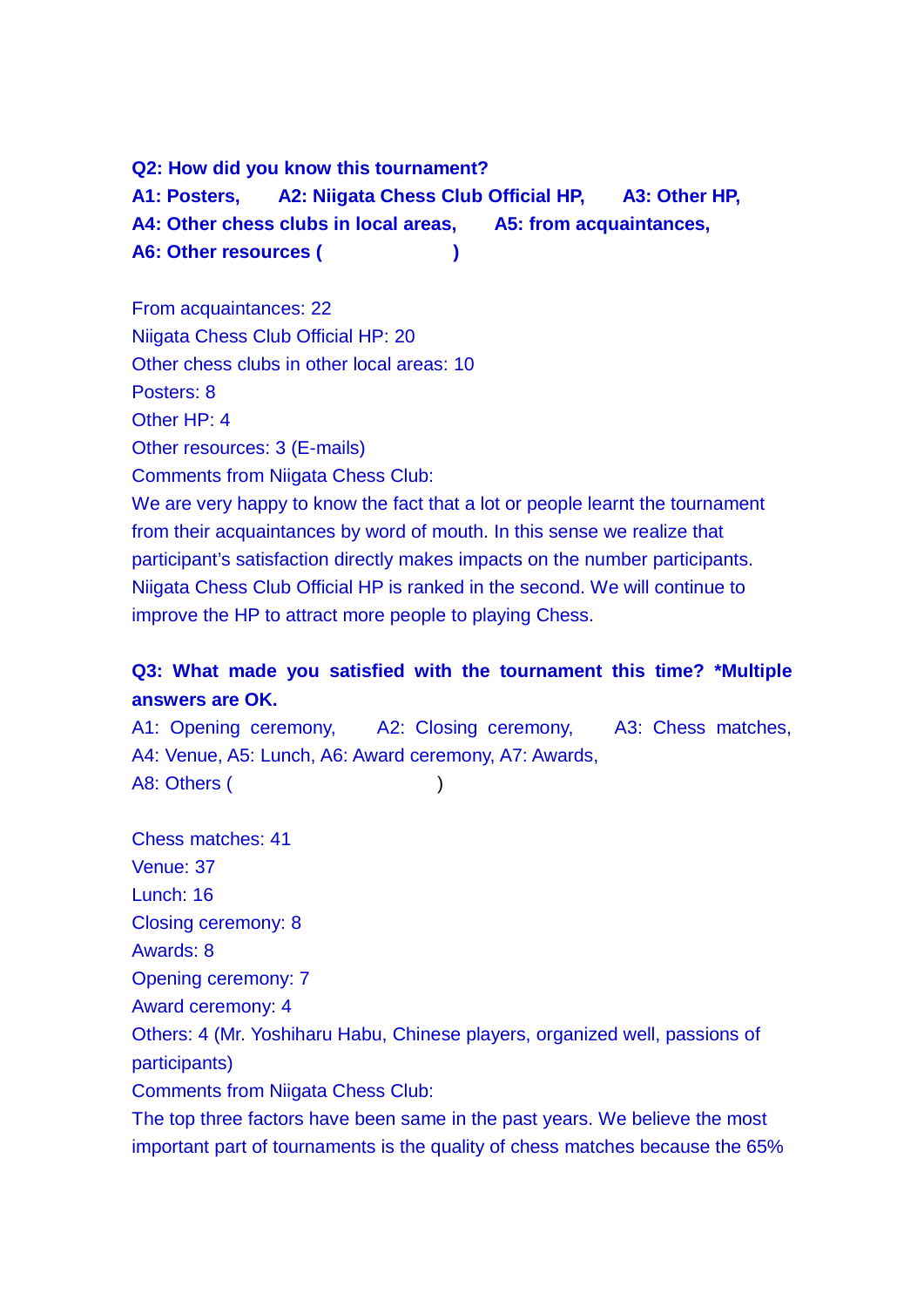**Q2: How did you know this tournament?**
**A1: Posters, A2: Niigata Chess Club Official HP, A3: Other HP,**
**A4: Other chess clubs in local areas, A5: from acquaintances,**
**A6: Other resources ( )**

From acquaintances: 22
Niigata Chess Club Official HP: 20
Other chess clubs in other local areas: 10
Posters: 8
Other HP: 4
Other resources: 3 (E-mails)
Comments from Niigata Chess Club:
We are very happy to know the fact that a lot or people learnt the tournament from their acquaintances by word of mouth. In this sense we realize that participant's satisfaction directly makes impacts on the number participants. Niigata Chess Club Official HP is ranked in the second. We will continue to improve the HP to attract more people to playing Chess.

**Q3: What made you satisfied with the tournament this time? *Multiple answers are OK.**
A1: Opening ceremony, A2: Closing ceremony, A3: Chess matches, A4: Venue, A5: Lunch, A6: Award ceremony, A7: Awards,
A8: Others ( )

Chess matches: 41
Venue: 37
Lunch: 16
Closing ceremony: 8
Awards: 8
Opening ceremony: 7
Award ceremony: 4
Others: 4 (Mr. Yoshiharu Habu, Chinese players, organized well, passions of participants)
Comments from Niigata Chess Club:
The top three factors have been same in the past years. We believe the most important part of tournaments is the quality of chess matches because the 65%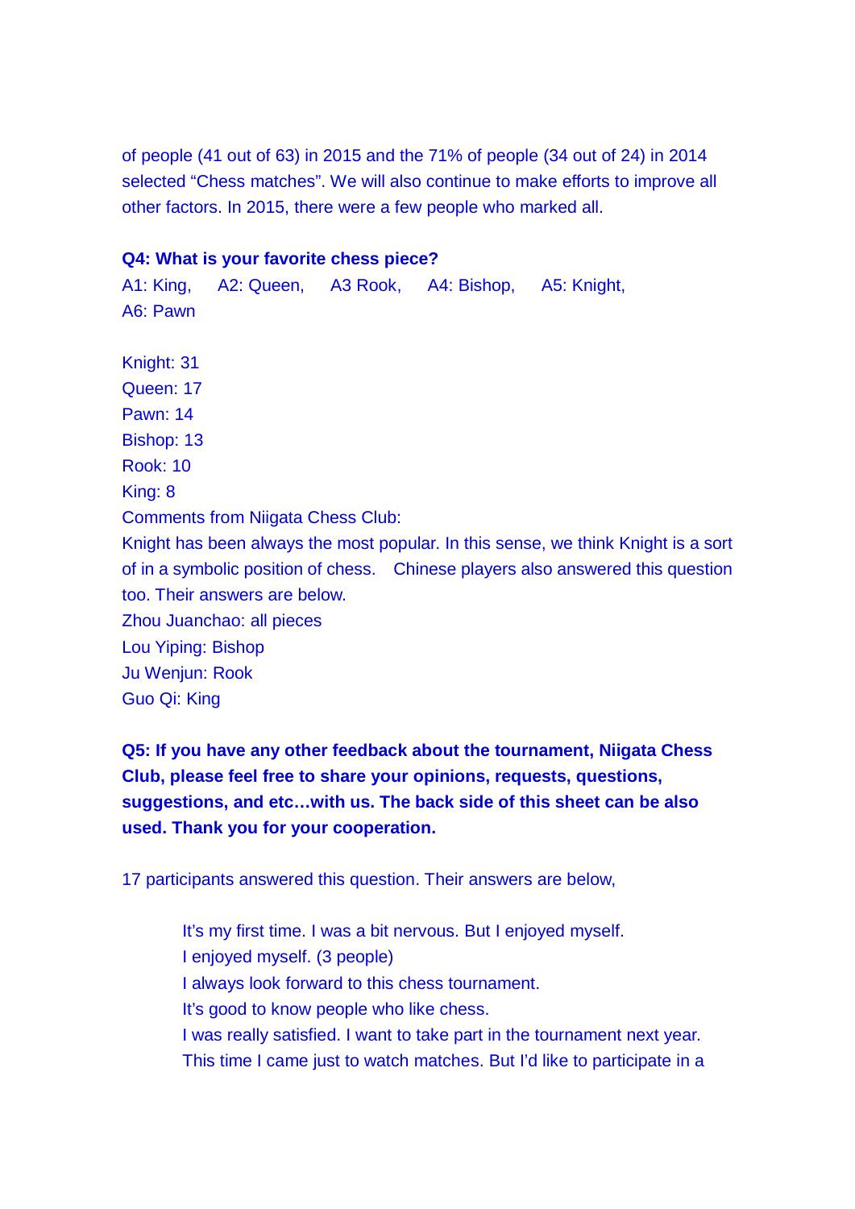of people (41 out of 63) in 2015 and the 71% of people (34 out of 24) in 2014 selected “Chess matches”. We will also continue to make efforts to improve all other factors. In 2015, there were a few people who marked all.

**Q4: What is your favorite chess piece?**

A1: King, A2: Queen, A3 Rook, A4: Bishop, A5: Knight, A6: Pawn

Knight: 31
Queen: 17
Pawn: 14
Bishop: 13
Rook: 10
King: 8

Comments from Niigata Chess Club:
Knight has been always the most popular. In this sense, we think Knight is a sort of in a symbolic position of chess. Chinese players also answered this question too. Their answers are below.

Zhou Juanchao: all pieces
Lou Yiping: Bishop
Ju Wenjun: Rook
Guo Qi: King

**Q5: If you have any other feedback about the tournament, Niigata Chess Club, please feel free to share your opinions, requests, questions, suggestions, and etc…with us. The back side of this sheet can be also used. Thank you for your cooperation.**

17 participants answered this question. Their answers are below,

> It’s my first time. I was a bit nervous. But I enjoyed myself.
> I enjoyed myself. (3 people)
> I always look forward to this chess tournament.
> It’s good to know people who like chess.
> I was really satisfied. I want to take part in the tournament next year.
> This time I came just to watch matches. But I’d like to participate in a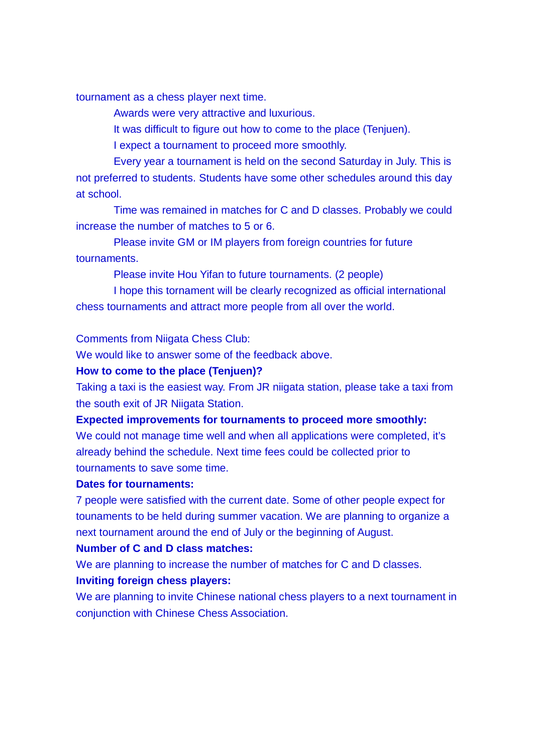tournament as a chess player next time.

Awards were very attractive and luxurious.

It was difficult to figure out how to come to the place (Tenjuen).

I expect a tournament to proceed more smoothly.

Every year a tournament is held on the second Saturday in July. This is not preferred to students. Students have some other schedules around this day at school.

Time was remained in matches for C and D classes. Probably we could increase the number of matches to 5 or 6.

Please invite GM or IM players from foreign countries for future tournaments.

Please invite Hou Yifan to future tournaments. (2 people)

I hope this tornament will be clearly recognized as official international chess tournaments and attract more people from all over the world.

Comments from Niigata Chess Club:

We would like to answer some of the feedback above.

**How to come to the place (Tenjuen)?**

Taking a taxi is the easiest way. From JR niigata station, please take a taxi from the south exit of JR Niigata Station.

**Expected improvements for tournaments to proceed more smoothly:**

We could not manage time well and when all applications were completed, it's already behind the schedule. Next time fees could be collected prior to tournaments to save some time.

**Dates for tournaments:**

7 people were satisfied with the current date. Some of other people expect for tounaments to be held during summer vacation. We are planning to organize a next tournament around the end of July or the beginning of August.

**Number of C and D class matches:**

We are planning to increase the number of matches for C and D classes.

**Inviting foreign chess players:**

We are planning to invite Chinese national chess players to a next tournament in conjunction with Chinese Chess Association.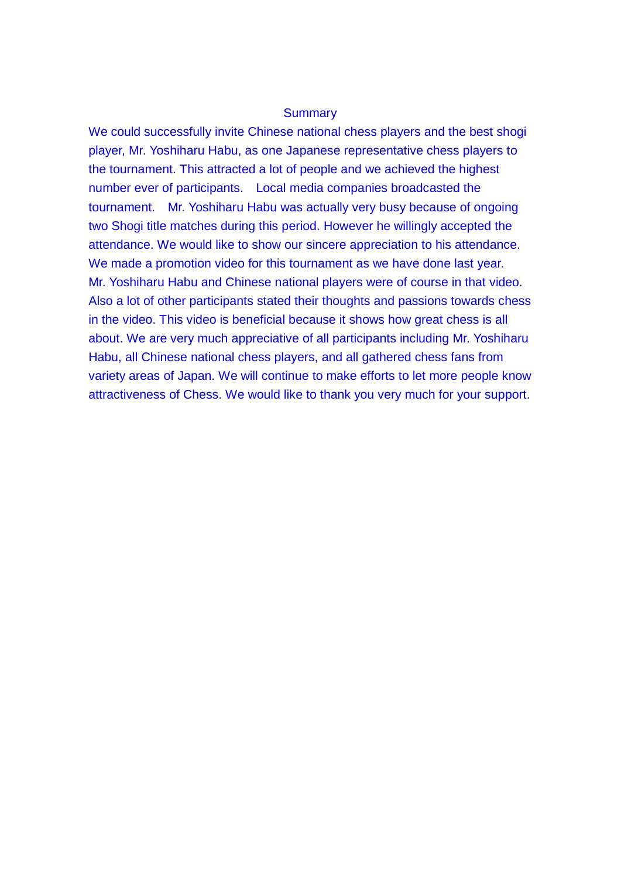# Summary

We could successfully invite Chinese national chess players and the best shogi player, Mr. Yoshiharu Habu, as one Japanese representative chess players to the tournament. This attracted a lot of people and we achieved the highest number ever of participants. Local media companies broadcasted the tournament. Mr. Yoshiharu Habu was actually very busy because of ongoing two Shogi title matches during this period. However he willingly accepted the attendance. We would like to show our sincere appreciation to his attendance. We made a promotion video for this tournament as we have done last year. Mr. Yoshiharu Habu and Chinese national players were of course in that video. Also a lot of other participants stated their thoughts and passions towards chess in the video. This video is beneficial because it shows how great chess is all about. We are very much appreciative of all participants including Mr. Yoshiharu Habu, all Chinese national chess players, and all gathered chess fans from variety areas of Japan. We will continue to make efforts to let more people know attractiveness of Chess. We would like to thank you very much for your support.